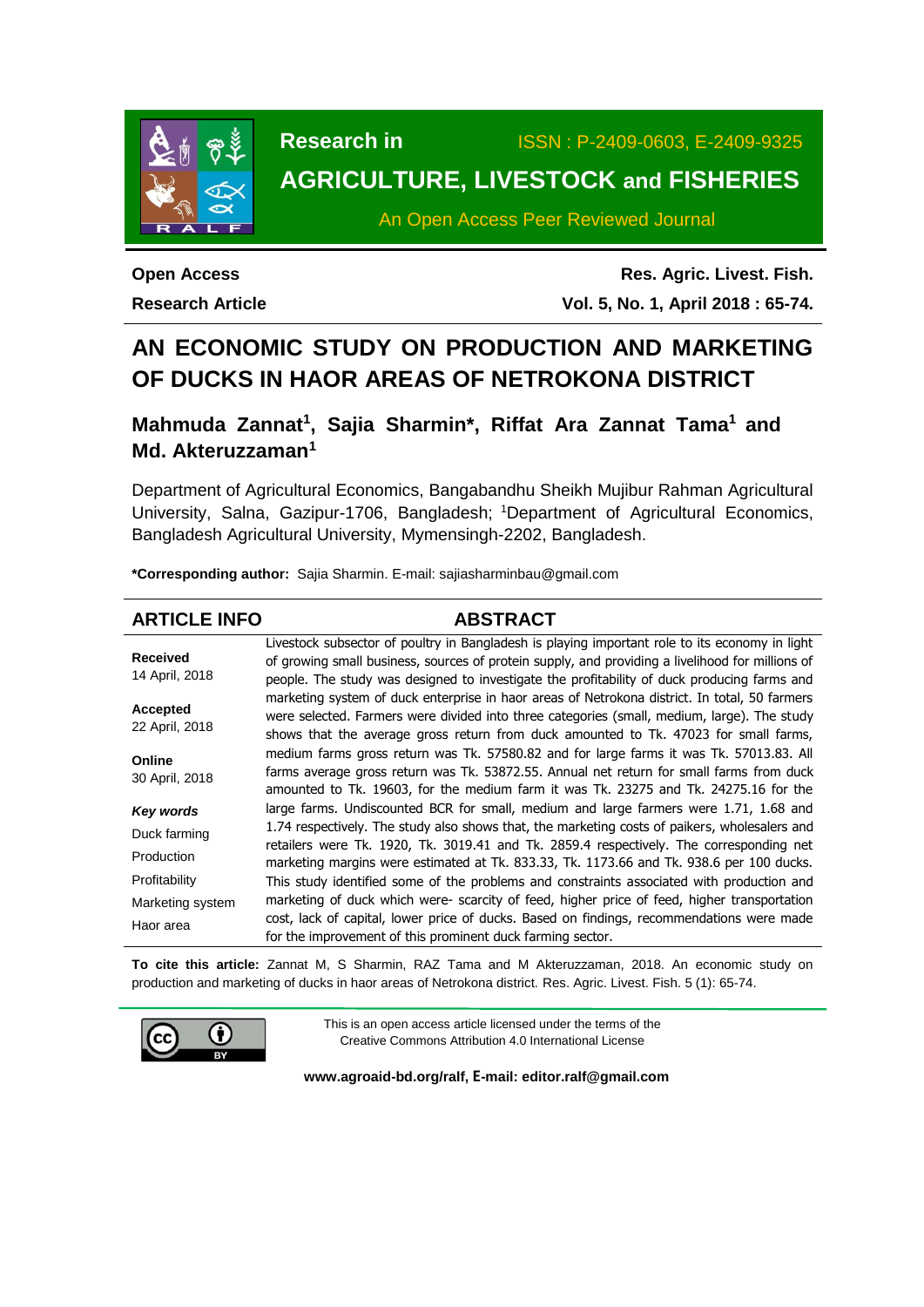Research in **AGRICULTURE, LIVESTOCK and FISHERIES**

ISSN : P-2409-0603, E-2409-9325

An Open Access Peer Reviewed Journal

**Open Access**
**Research Article**

# AN ECONOMIC STUDY ON PRODUCTION AND MARKETING OF DUCKS IN HAOR AREAS OF NETROKONA DISTRICT

**Mahmuda Zannat[1], Sajia Sharmin\*, Riffat Ara Zannat Tama[1] and Md. Akteruzzaman[1]**

Department of Agricultural Economics, Bangabandhu Sheikh Mujibur Rahman Agricultural University, Salna, Gazipur-1706, Bangladesh; [1]Department of Agricultural Economics, Bangladesh Agricultural University, Mymensingh-2202, Bangladesh.

**\*Corresponding author:** Sajia Sharmin. E-mail: sajiasharminbau@gmail.com

## ARTICLE INFO

**Received**
14 April, 2018

**Accepted**
22 April, 2018

**Online**
30 April, 2018

***Key words***
Duck farming
Production
Profitability
Marketing system
Haor area

## ABSTRACT

Livestock subsector of poultry in Bangladesh is playing important role to its economy in light of growing small business, sources of protein supply, and providing a livelihood for millions of people. The study was designed to investigate the profitability of duck producing farms and marketing system of duck enterprise in haor areas of Netrokona district. In total, 50 farmers were selected. Farmers were divided into three categories (small, medium, large). The study shows that the average gross return from duck amounted to Tk. 47023 for small farms, medium farms gross return was Tk. 57580.82 and for large farms it was Tk. 57013.83. All farms average gross return was Tk. 53872.55. Annual net return for small farms from duck amounted to Tk. 19603, for the medium farm it was Tk. 23275 and Tk. 24275.16 for the large farms. Undiscounted BCR for small, medium and large farmers were 1.71, 1.68 and 1.74 respectively. The study also shows that, the marketing costs of paikers, wholesalers and retailers were Tk. 1920, Tk. 3019.41 and Tk. 2859.4 respectively. The corresponding net marketing margins were estimated at Tk. 833.33, Tk. 1173.66 and Tk. 938.6 per 100 ducks. This study identified some of the problems and constraints associated with production and marketing of duck which were- scarcity of feed, higher price of feed, higher transportation cost, lack of capital, lower price of ducks. Based on findings, recommendations were made for the improvement of this prominent duck farming sector.

**To cite this article:** Zannat M, S Sharmin, RAZ Tama and M Akteruzzaman, 2018. An economic study on production and marketing of ducks in haor areas of Netrokona district. Res. Agric. Livest. Fish. 5 (1): 65-74.

This is an open access article licensed under the terms of the Creative Commons Attribution 4.0 International License

**www.agroaid-bd.org/ralf, E-mail: editor.ralf@gmail.com**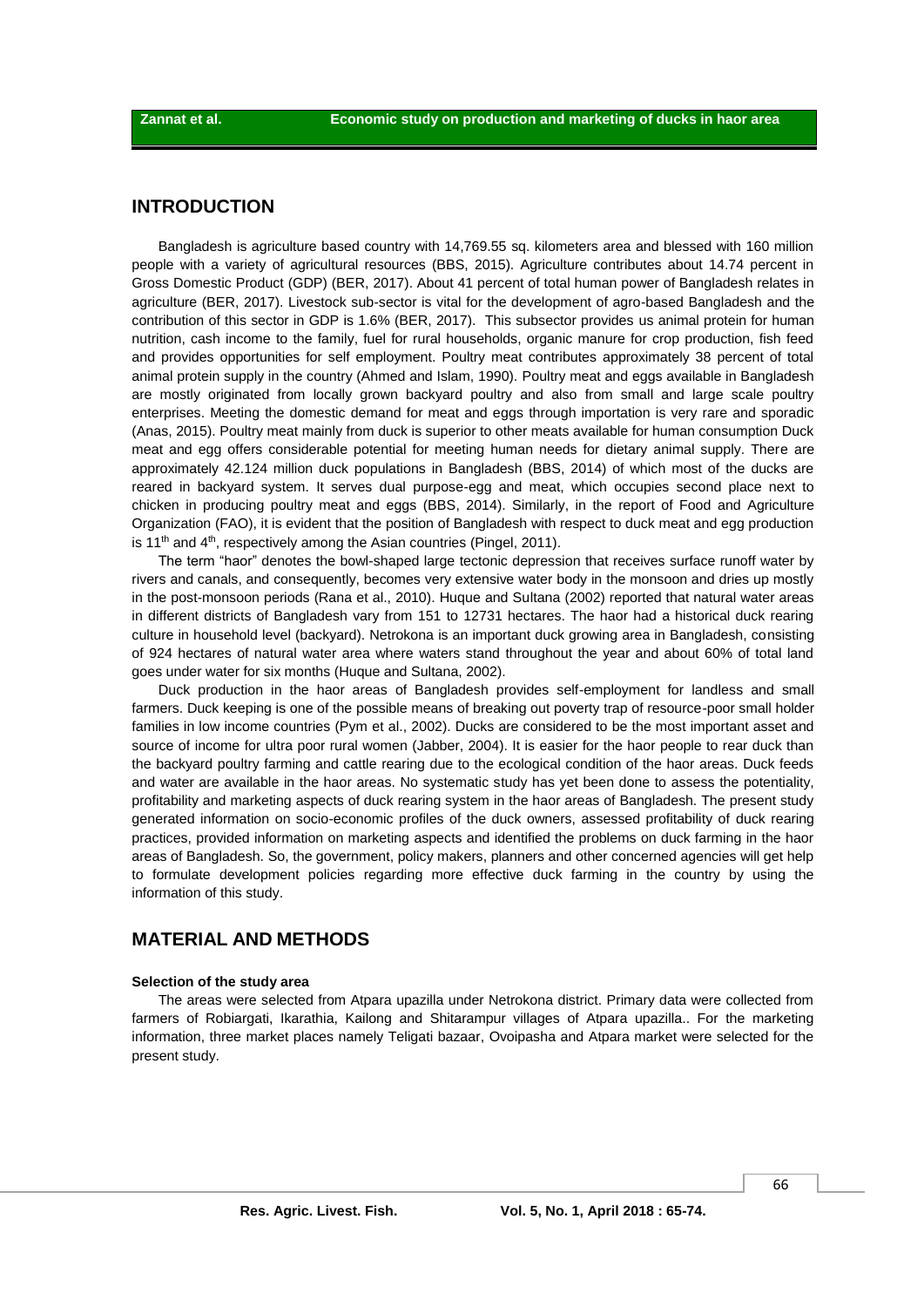## INTRODUCTION

Bangladesh is agriculture based country with 14,769.55 sq. kilometers area and blessed with 160 million people with a variety of agricultural resources (BBS, 2015). Agriculture contributes about 14.74 percent in Gross Domestic Product (GDP) (BER, 2017). About 41 percent of total human power of Bangladesh relates in agriculture (BER, 2017). Livestock sub-sector is vital for the development of agro-based Bangladesh and the contribution of this sector in GDP is 1.6% (BER, 2017). This subsector provides us animal protein for human nutrition, cash income to the family, fuel for rural households, organic manure for crop production, fish feed and provides opportunities for self employment. Poultry meat contributes approximately 38 percent of total animal protein supply in the country (Ahmed and Islam, 1990). Poultry meat and eggs available in Bangladesh are mostly originated from locally grown backyard poultry and also from small and large scale poultry enterprises. Meeting the domestic demand for meat and eggs through importation is very rare and sporadic (Anas, 2015). Poultry meat mainly from duck is superior to other meats available for human consumption Duck meat and egg offers considerable potential for meeting human needs for dietary animal supply. There are approximately 42.124 million duck populations in Bangladesh (BBS, 2014) of which most of the ducks are reared in backyard system. It serves dual purpose-egg and meat, which occupies second place next to chicken in producing poultry meat and eggs (BBS, 2014). Similarly, in the report of Food and Agriculture Organization (FAO), it is evident that the position of Bangladesh with respect to duck meat and egg production is 11th and 4th, respectively among the Asian countries (Pingel, 2011).

The term "haor" denotes the bowl-shaped large tectonic depression that receives surface runoff water by rivers and canals, and consequently, becomes very extensive water body in the monsoon and dries up mostly in the post-monsoon periods (Rana et al., 2010). Huque and Sultana (2002) reported that natural water areas in different districts of Bangladesh vary from 151 to 12731 hectares. The haor had a historical duck rearing culture in household level (backyard). Netrokona is an important duck growing area in Bangladesh, consisting of 924 hectares of natural water area where waters stand throughout the year and about 60% of total land goes under water for six months (Huque and Sultana, 2002).

Duck production in the haor areas of Bangladesh provides self-employment for landless and small farmers. Duck keeping is one of the possible means of breaking out poverty trap of resource-poor small holder families in low income countries (Pym et al., 2002). Ducks are considered to be the most important asset and source of income for ultra poor rural women (Jabber, 2004). It is easier for the haor people to rear duck than the backyard poultry farming and cattle rearing due to the ecological condition of the haor areas. Duck feeds and water are available in the haor areas. No systematic study has yet been done to assess the potentiality, profitability and marketing aspects of duck rearing system in the haor areas of Bangladesh. The present study generated information on socio-economic profiles of the duck owners, assessed profitability of duck rearing practices, provided information on marketing aspects and identified the problems on duck farming in the haor areas of Bangladesh. So, the government, policy makers, planners and other concerned agencies will get help to formulate development policies regarding more effective duck farming in the country by using the information of this study.

## MATERIAL AND METHODS

### Selection of the study area

The areas were selected from Atpara upazilla under Netrokona district. Primary data were collected from farmers of Robiargati, Ikarathia, Kailong and Shitarampur villages of Atpara upazilla.. For the marketing information, three market places namely Teligati bazaar, Ovoipasha and Atpara market were selected for the present study.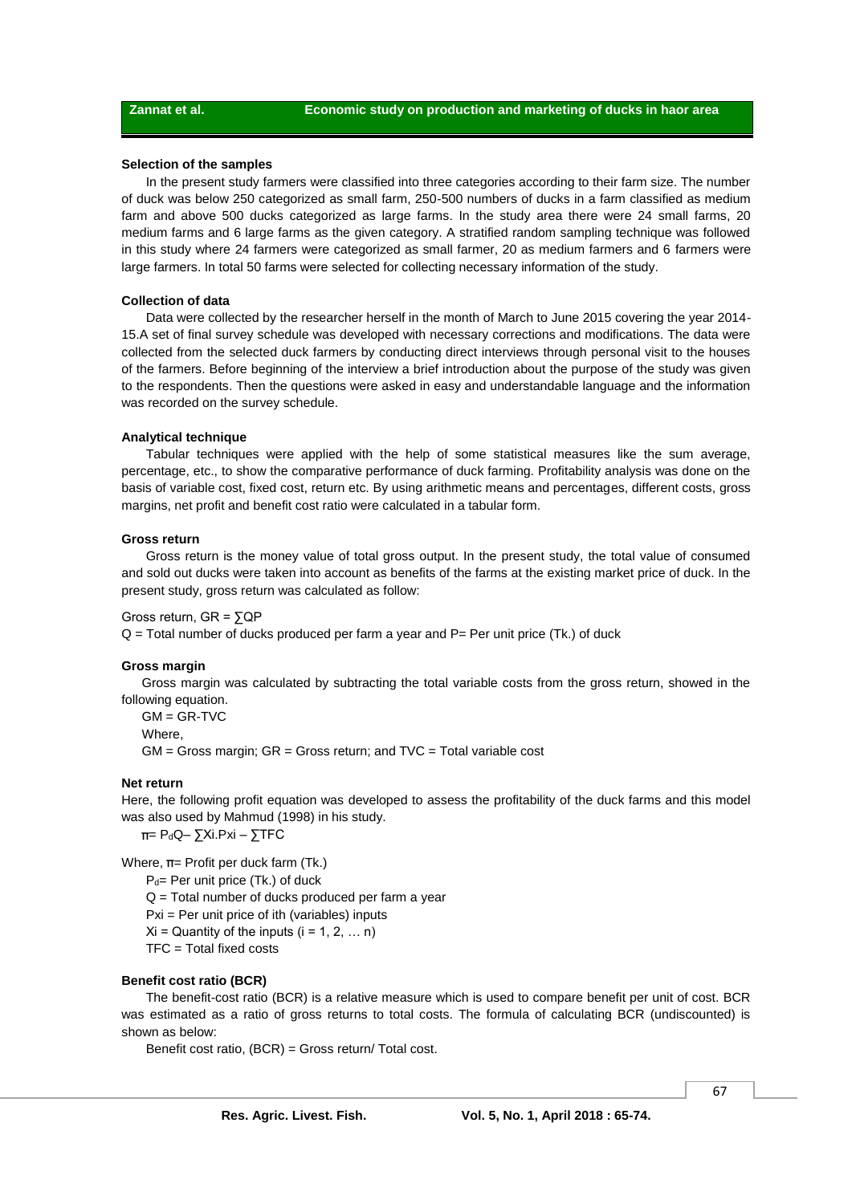### Selection of the samples

In the present study farmers were classified into three categories according to their farm size. The number of duck was below 250 categorized as small farm, 250-500 numbers of ducks in a farm classified as medium farm and above 500 ducks categorized as large farms. In the study area there were 24 small farms, 20 medium farms and 6 large farms as the given category. A stratified random sampling technique was followed in this study where 24 farmers were categorized as small farmer, 20 as medium farmers and 6 farmers were large farmers. In total 50 farms were selected for collecting necessary information of the study.

### Collection of data

Data were collected by the researcher herself in the month of March to June 2015 covering the year 2014-15.A set of final survey schedule was developed with necessary corrections and modifications. The data were collected from the selected duck farmers by conducting direct interviews through personal visit to the houses of the farmers. Before beginning of the interview a brief introduction about the purpose of the study was given to the respondents. Then the questions were asked in easy and understandable language and the information was recorded on the survey schedule.

### Analytical technique

Tabular techniques were applied with the help of some statistical measures like the sum average, percentage, etc., to show the comparative performance of duck farming. Profitability analysis was done on the basis of variable cost, fixed cost, return etc. By using arithmetic means and percentages, different costs, gross margins, net profit and benefit cost ratio were calculated in a tabular form.

### Gross return

Gross return is the money value of total gross output. In the present study, the total value of consumed and sold out ducks were taken into account as benefits of the farms at the existing market price of duck. In the present study, gross return was calculated as follow:

Gross return, $GR = \sum QP$

$Q$ = Total number of ducks produced per farm a year and $P$= Per unit price (Tk.) of duck

### Gross margin

Gross margin was calculated by subtracting the total variable costs from the gross return, showed in the following equation.

$$GM = GR - TVC$$

Where,

$GM$ = Gross margin; $GR$ = Gross return; and $TVC$ = Total variable cost

### Net return

Here, the following profit equation was developed to assess the profitability of the duck farms and this model was also used by Mahmud (1998) in his study.

$$\pi = P_d Q - \sum X_i . P_{xi} - \sum TFC$$

Where, $\pi$= Profit per duck farm (Tk.)

$P_d$= Per unit price (Tk.) of duck

$Q$ = Total number of ducks produced per farm a year

$P_{xi}$ = Per unit price of ith (variables) inputs

$X_i$ = Quantity of the inputs ($i = 1, 2, \ldots n$)

$TFC$ = Total fixed costs

### Benefit cost ratio (BCR)

The benefit-cost ratio (BCR) is a relative measure which is used to compare benefit per unit of cost. BCR was estimated as a ratio of gross returns to total costs. The formula of calculating BCR (undiscounted) is shown as below:

Benefit cost ratio, (BCR) = Gross return/ Total cost.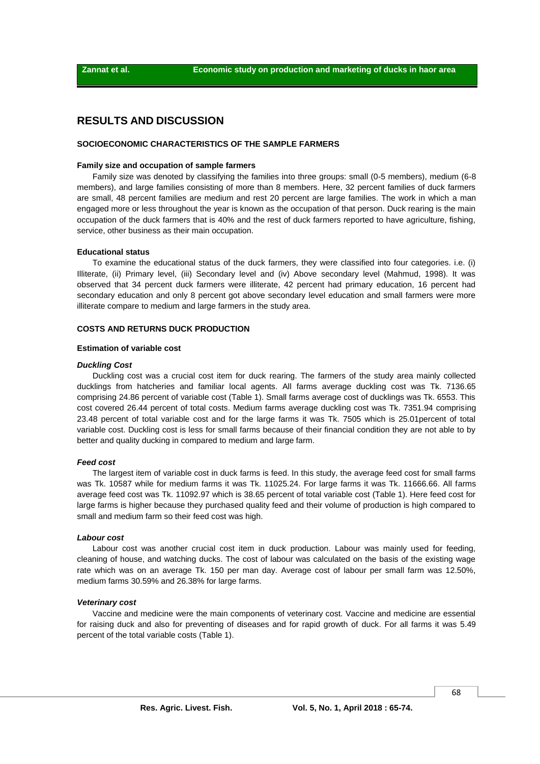## RESULTS AND DISCUSSION

### SOCIOECONOMIC CHARACTERISTICS OF THE SAMPLE FARMERS

#### Family size and occupation of sample farmers

Family size was denoted by classifying the families into three groups: small (0-5 members), medium (6-8 members), and large families consisting of more than 8 members. Here, 32 percent families of duck farmers are small, 48 percent families are medium and rest 20 percent are large families. The work in which a man engaged more or less throughout the year is known as the occupation of that person. Duck rearing is the main occupation of the duck farmers that is 40% and the rest of duck farmers reported to have agriculture, fishing, service, other business as their main occupation.

#### Educational status

To examine the educational status of the duck farmers, they were classified into four categories. i.e. (i) Illiterate, (ii) Primary level, (iii) Secondary level and (iv) Above secondary level (Mahmud, 1998). It was observed that 34 percent duck farmers were illiterate, 42 percent had primary education, 16 percent had secondary education and only 8 percent got above secondary level education and small farmers were more illiterate compare to medium and large farmers in the study area.

### COSTS AND RETURNS DUCK PRODUCTION

#### Estimation of variable cost

***Duckling Cost***

Duckling cost was a crucial cost item for duck rearing. The farmers of the study area mainly collected ducklings from hatcheries and familiar local agents. All farms average duckling cost was Tk. 7136.65 comprising 24.86 percent of variable cost (Table 1). Small farms average cost of ducklings was Tk. 6553. This cost covered 26.44 percent of total costs. Medium farms average duckling cost was Tk. 7351.94 comprising 23.48 percent of total variable cost and for the large farms it was Tk. 7505 which is 25.01percent of total variable cost. Duckling cost is less for small farms because of their financial condition they are not able to by better and quality ducking in compared to medium and large farm.

***Feed cost***

The largest item of variable cost in duck farms is feed. In this study, the average feed cost for small farms was Tk. 10587 while for medium farms it was Tk. 11025.24. For large farms it was Tk. 11666.66. All farms average feed cost was Tk. 11092.97 which is 38.65 percent of total variable cost (Table 1). Here feed cost for large farms is higher because they purchased quality feed and their volume of production is high compared to small and medium farm so their feed cost was high.

***Labour cost***

Labour cost was another crucial cost item in duck production. Labour was mainly used for feeding, cleaning of house, and watching ducks. The cost of labour was calculated on the basis of the existing wage rate which was on an average Tk. 150 per man day. Average cost of labour per small farm was 12.50%, medium farms 30.59% and 26.38% for large farms.

***Veterinary cost***

Vaccine and medicine were the main components of veterinary cost. Vaccine and medicine are essential for raising duck and also for preventing of diseases and for rapid growth of duck. For all farms it was 5.49 percent of the total variable costs (Table 1).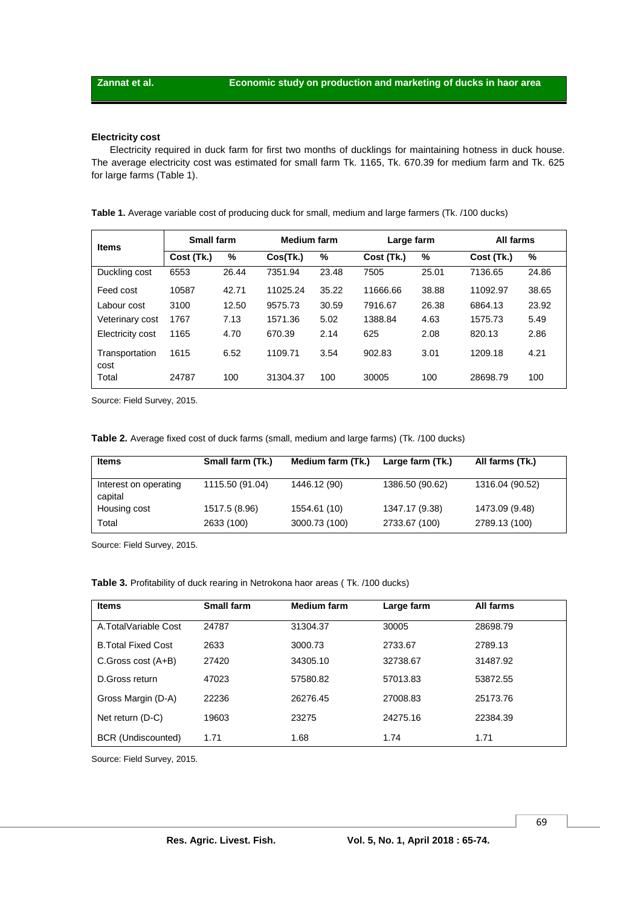### Electricity cost

Electricity required in duck farm for first two months of ducklings for maintaining hotness in duck house. The average electricity cost was estimated for small farm Tk. 1165, Tk. 670.39 for medium farm and Tk. 625 for large farms (Table 1).

**Table 1.** Average variable cost of producing duck for small, medium and large farmers (Tk. /100 ducks)

| Items | Small farm | | Medium farm | | Large farm | | All farms | |
|---|---|---|---|---|---|---|---|---|
| | Cost (Tk.) | % | Cos(Tk.) | % | Cost (Tk.) | % | Cost (Tk.) | % |
| Duckling cost | 6553 | 26.44 | 7351.94 | 23.48 | 7505 | 25.01 | 7136.65 | 24.86 |
| Feed cost | 10587 | 42.71 | 11025.24 | 35.22 | 11666.66 | 38.88 | 11092.97 | 38.65 |
| Labour cost | 3100 | 12.50 | 9575.73 | 30.59 | 7916.67 | 26.38 | 6864.13 | 23.92 |
| Veterinary cost | 1767 | 7.13 | 1571.36 | 5.02 | 1388.84 | 4.63 | 1575.73 | 5.49 |
| Electricity cost | 1165 | 4.70 | 670.39 | 2.14 | 625 | 2.08 | 820.13 | 2.86 |
| Transportation cost | 1615 | 6.52 | 1109.71 | 3.54 | 902.83 | 3.01 | 1209.18 | 4.21 |
| Total | 24787 | 100 | 31304.37 | 100 | 30005 | 100 | 28698.79 | 100 |

Source: Field Survey, 2015.

**Table 2.** Average fixed cost of duck farms (small, medium and large farms) (Tk. /100 ducks)

| Items | Small farm (Tk.) | Medium farm (Tk.) | Large farm (Tk.) | All farms (Tk.) |
|---|---|---|---|---|
| Interest on operating capital | 1115.50 (91.04) | 1446.12 (90) | 1386.50 (90.62) | 1316.04 (90.52) |
| Housing cost | 1517.5 (8.96) | 1554.61 (10) | 1347.17 (9.38) | 1473.09 (9.48) |
| Total | 2633 (100) | 3000.73 (100) | 2733.67 (100) | 2789.13 (100) |

Source: Field Survey, 2015.

**Table 3.** Profitability of duck rearing in Netrokona haor areas ( Tk. /100 ducks)

| Items | Small farm | Medium farm | Large farm | All farms |
|---|---|---|---|---|
| A.TotalVariable Cost | 24787 | 31304.37 | 30005 | 28698.79 |
| B.Total Fixed Cost | 2633 | 3000.73 | 2733.67 | 2789.13 |
| C.Gross cost (A+B) | 27420 | 34305.10 | 32738.67 | 31487.92 |
| D.Gross return | 47023 | 57580.82 | 57013.83 | 53872.55 |
| Gross Margin (D-A) | 22236 | 26276.45 | 27008.83 | 25173.76 |
| Net return (D-C) | 19603 | 23275 | 24275.16 | 22384.39 |
| BCR (Undiscounted) | 1.71 | 1.68 | 1.74 | 1.71 |

Source: Field Survey, 2015.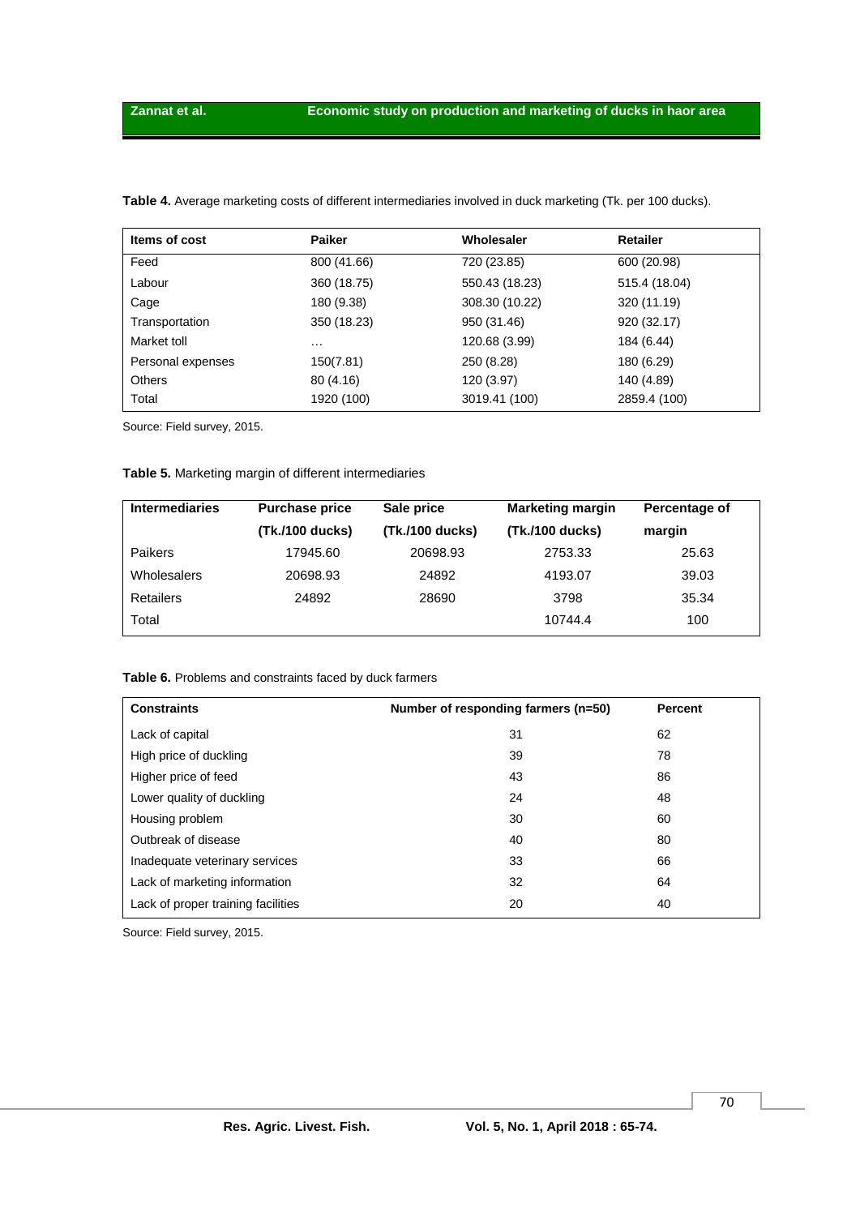**Table 4.** Average marketing costs of different intermediaries involved in duck marketing (Tk. per 100 ducks).

| Items of cost | Paiker | Wholesaler | Retailer |
|---|---|---|---|
| Feed | 800 (41.66) | 720 (23.85) | 600 (20.98) |
| Labour | 360 (18.75) | 550.43 (18.23) | 515.4 (18.04) |
| Cage | 180 (9.38) | 308.30 (10.22) | 320 (11.19) |
| Transportation | 350 (18.23) | 950 (31.46) | 920 (32.17) |
| Market toll | … | 120.68 (3.99) | 184 (6.44) |
| Personal expenses | 150(7.81) | 250 (8.28) | 180 (6.29) |
| Others | 80 (4.16) | 120 (3.97) | 140 (4.89) |
| Total | 1920 (100) | 3019.41 (100) | 2859.4 (100) |

Source: Field survey, 2015.

**Table 5.** Marketing margin of different intermediaries

| Intermediaries | Purchase price (Tk./100 ducks) | Sale price (Tk./100 ducks) | Marketing margin (Tk./100 ducks) | Percentage of margin |
|---|---|---|---|---|
| Paikers | 17945.60 | 20698.93 | 2753.33 | 25.63 |
| Wholesalers | 20698.93 | 24892 | 4193.07 | 39.03 |
| Retailers | 24892 | 28690 | 3798 | 35.34 |
| Total | | | 10744.4 | 100 |

**Table 6.** Problems and constraints faced by duck farmers

| Constraints | Number of responding farmers (n=50) | Percent |
|---|---|---|
| Lack of capital | 31 | 62 |
| High price of duckling | 39 | 78 |
| Higher price of feed | 43 | 86 |
| Lower quality of duckling | 24 | 48 |
| Housing problem | 30 | 60 |
| Outbreak of disease | 40 | 80 |
| Inadequate veterinary services | 33 | 66 |
| Lack of marketing information | 32 | 64 |
| Lack of proper training facilities | 20 | 40 |

Source: Field survey, 2015.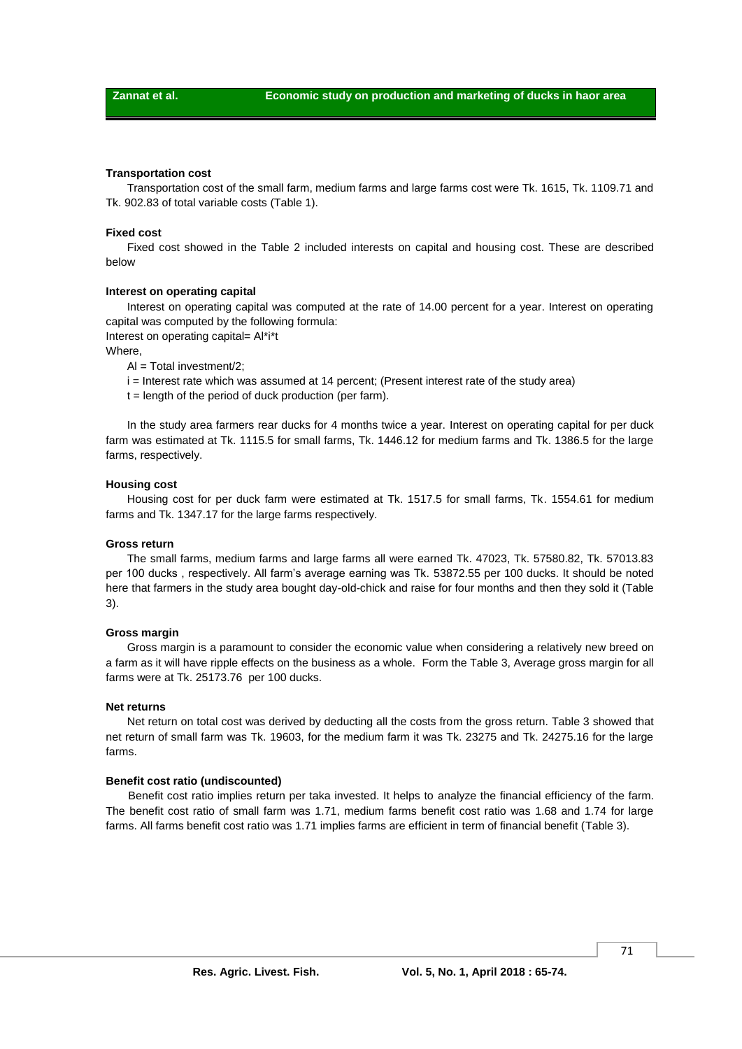**Transportation cost**

Transportation cost of the small farm, medium farms and large farms cost were Tk. 1615, Tk. 1109.71 and Tk. 902.83 of total variable costs (Table 1).

**Fixed cost**

Fixed cost showed in the Table 2 included interests on capital and housing cost. These are described below

**Interest on operating capital**

Interest on operating capital was computed at the rate of 14.00 percent for a year. Interest on operating capital was computed by the following formula:

Interest on operating capital= Al*i*t

Where,

Al = Total investment/2;

i = Interest rate which was assumed at 14 percent; (Present interest rate of the study area)

t = length of the period of duck production (per farm).

In the study area farmers rear ducks for 4 months twice a year. Interest on operating capital for per duck farm was estimated at Tk. 1115.5 for small farms, Tk. 1446.12 for medium farms and Tk. 1386.5 for the large farms, respectively.

**Housing cost**

Housing cost for per duck farm were estimated at Tk. 1517.5 for small farms, Tk. 1554.61 for medium farms and Tk. 1347.17 for the large farms respectively.

**Gross return**

The small farms, medium farms and large farms all were earned Tk. 47023, Tk. 57580.82, Tk. 57013.83 per 100 ducks , respectively. All farm's average earning was Tk. 53872.55 per 100 ducks. It should be noted here that farmers in the study area bought day-old-chick and raise for four months and then they sold it (Table 3).

**Gross margin**

Gross margin is a paramount to consider the economic value when considering a relatively new breed on a farm as it will have ripple effects on the business as a whole. Form the Table 3, Average gross margin for all farms were at Tk. 25173.76 per 100 ducks.

**Net returns**

Net return on total cost was derived by deducting all the costs from the gross return. Table 3 showed that net return of small farm was Tk. 19603, for the medium farm it was Tk. 23275 and Tk. 24275.16 for the large farms.

**Benefit cost ratio (undiscounted)**

Benefit cost ratio implies return per taka invested. It helps to analyze the financial efficiency of the farm. The benefit cost ratio of small farm was 1.71, medium farms benefit cost ratio was 1.68 and 1.74 for large farms. All farms benefit cost ratio was 1.71 implies farms are efficient in term of financial benefit (Table 3).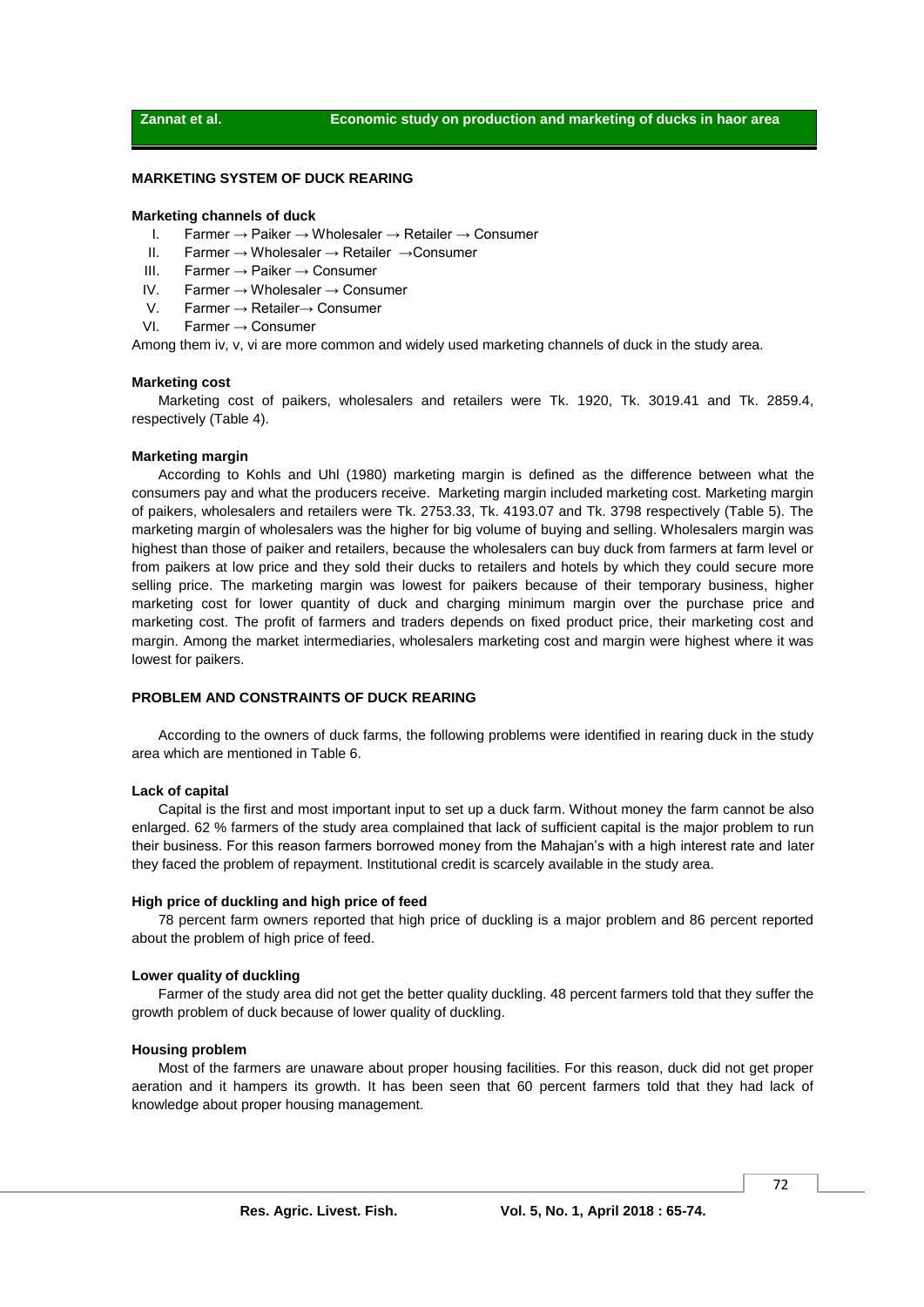## MARKETING SYSTEM OF DUCK REARING

### Marketing channels of duck

I. Farmer → Paiker → Wholesaler → Retailer → Consumer
II. Farmer → Wholesaler → Retailer →Consumer
III. Farmer → Paiker → Consumer
IV. Farmer → Wholesaler → Consumer
V. Farmer → Retailer→ Consumer
VI. Farmer → Consumer

Among them iv, v, vi are more common and widely used marketing channels of duck in the study area.

### Marketing cost

Marketing cost of paikers, wholesalers and retailers were Tk. 1920, Tk. 3019.41 and Tk. 2859.4, respectively (Table 4).

### Marketing margin

According to Kohls and Uhl (1980) marketing margin is defined as the difference between what the consumers pay and what the producers receive. Marketing margin included marketing cost. Marketing margin of paikers, wholesalers and retailers were Tk. 2753.33, Tk. 4193.07 and Tk. 3798 respectively (Table 5). The marketing margin of wholesalers was the higher for big volume of buying and selling. Wholesalers margin was highest than those of paiker and retailers, because the wholesalers can buy duck from farmers at farm level or from paikers at low price and they sold their ducks to retailers and hotels by which they could secure more selling price. The marketing margin was lowest for paikers because of their temporary business, higher marketing cost for lower quantity of duck and charging minimum margin over the purchase price and marketing cost. The profit of farmers and traders depends on fixed product price, their marketing cost and margin. Among the market intermediaries, wholesalers marketing cost and margin were highest where it was lowest for paikers.

## PROBLEM AND CONSTRAINTS OF DUCK REARING

According to the owners of duck farms, the following problems were identified in rearing duck in the study area which are mentioned in Table 6.

### Lack of capital

Capital is the first and most important input to set up a duck farm. Without money the farm cannot be also enlarged. 62 % farmers of the study area complained that lack of sufficient capital is the major problem to run their business. For this reason farmers borrowed money from the Mahajan's with a high interest rate and later they faced the problem of repayment. Institutional credit is scarcely available in the study area.

### High price of duckling and high price of feed

78 percent farm owners reported that high price of duckling is a major problem and 86 percent reported about the problem of high price of feed.

### Lower quality of duckling

Farmer of the study area did not get the better quality duckling. 48 percent farmers told that they suffer the growth problem of duck because of lower quality of duckling.

### Housing problem

Most of the farmers are unaware about proper housing facilities. For this reason, duck did not get proper aeration and it hampers its growth. It has been seen that 60 percent farmers told that they had lack of knowledge about proper housing management.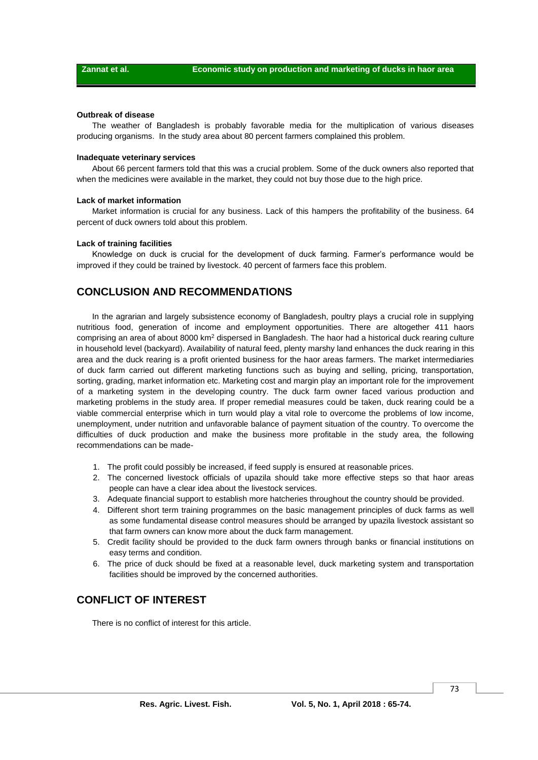**Outbreak of disease**

The weather of Bangladesh is probably favorable media for the multiplication of various diseases producing organisms. In the study area about 80 percent farmers complained this problem.

**Inadequate veterinary services**

About 66 percent farmers told that this was a crucial problem. Some of the duck owners also reported that when the medicines were available in the market, they could not buy those due to the high price.

**Lack of market information**

Market information is crucial for any business. Lack of this hampers the profitability of the business. 64 percent of duck owners told about this problem.

**Lack of training facilities**

Knowledge on duck is crucial for the development of duck farming. Farmer's performance would be improved if they could be trained by livestock. 40 percent of farmers face this problem.

## CONCLUSION AND RECOMMENDATIONS

In the agrarian and largely subsistence economy of Bangladesh, poultry plays a crucial role in supplying nutritious food, generation of income and employment opportunities. There are altogether 411 haors comprising an area of about 8000 km$^2$ dispersed in Bangladesh. The haor had a historical duck rearing culture in household level (backyard). Availability of natural feed, plenty marshy land enhances the duck rearing in this area and the duck rearing is a profit oriented business for the haor areas farmers. The market intermediaries of duck farm carried out different marketing functions such as buying and selling, pricing, transportation, sorting, grading, market information etc. Marketing cost and margin play an important role for the improvement of a marketing system in the developing country. The duck farm owner faced various production and marketing problems in the study area. If proper remedial measures could be taken, duck rearing could be a viable commercial enterprise which in turn would play a vital role to overcome the problems of low income, unemployment, under nutrition and unfavorable balance of payment situation of the country. To overcome the difficulties of duck production and make the business more profitable in the study area, the following recommendations can be made-

1. The profit could possibly be increased, if feed supply is ensured at reasonable prices.
2. The concerned livestock officials of upazila should take more effective steps so that haor areas people can have a clear idea about the livestock services.
3. Adequate financial support to establish more hatcheries throughout the country should be provided.
4. Different short term training programmes on the basic management principles of duck farms as well as some fundamental disease control measures should be arranged by upazila livestock assistant so that farm owners can know more about the duck farm management.
5. Credit facility should be provided to the duck farm owners through banks or financial institutions on easy terms and condition.
6. The price of duck should be fixed at a reasonable level, duck marketing system and transportation facilities should be improved by the concerned authorities.

## CONFLICT OF INTEREST

There is no conflict of interest for this article.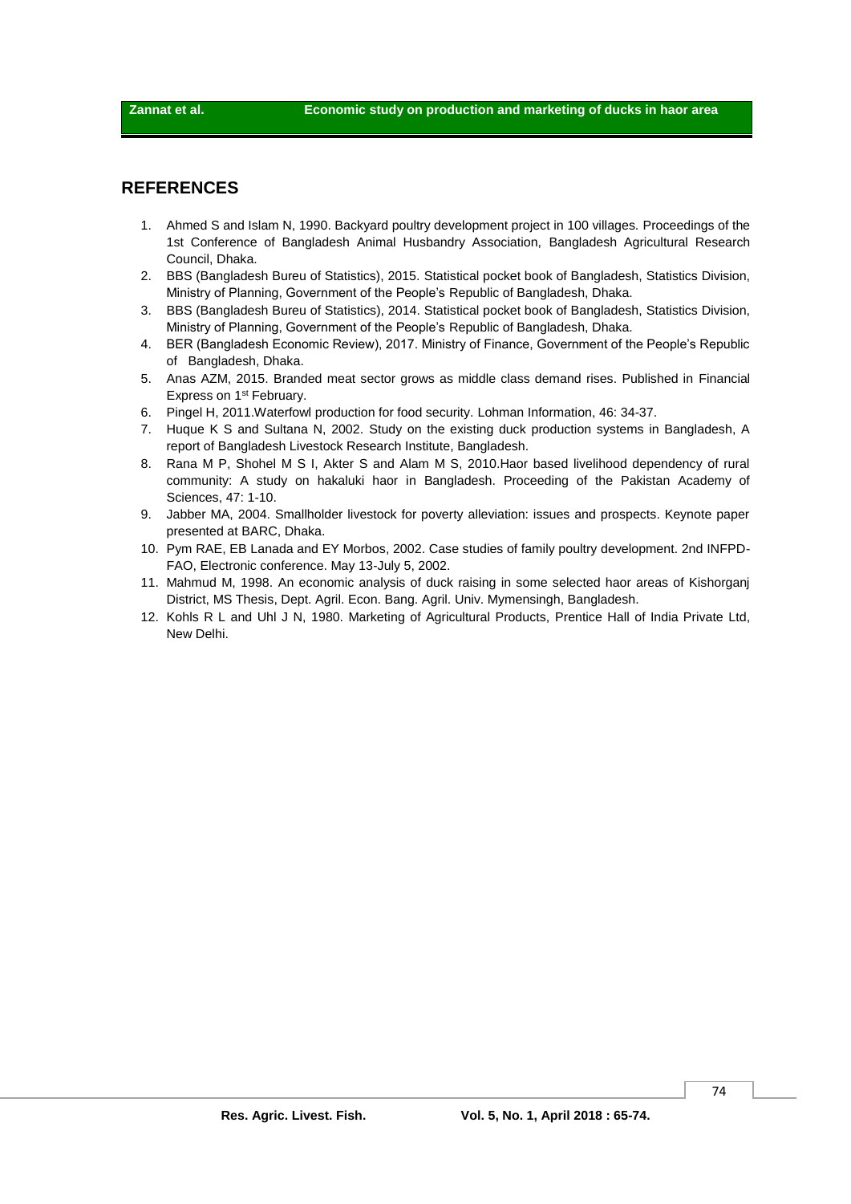## REFERENCES

1. Ahmed S and Islam N, 1990. Backyard poultry development project in 100 villages. Proceedings of the 1st Conference of Bangladesh Animal Husbandry Association, Bangladesh Agricultural Research Council, Dhaka.
2. BBS (Bangladesh Bureu of Statistics), 2015. Statistical pocket book of Bangladesh, Statistics Division, Ministry of Planning, Government of the People's Republic of Bangladesh, Dhaka.
3. BBS (Bangladesh Bureu of Statistics), 2014. Statistical pocket book of Bangladesh, Statistics Division, Ministry of Planning, Government of the People's Republic of Bangladesh, Dhaka.
4. BER (Bangladesh Economic Review), 2017. Ministry of Finance, Government of the People's Republic of Bangladesh, Dhaka.
5. Anas AZM, 2015. Branded meat sector grows as middle class demand rises. Published in Financial Express on 1st February.
6. Pingel H, 2011.Waterfowl production for food security. Lohman Information, 46: 34-37.
7. Huque K S and Sultana N, 2002. Study on the existing duck production systems in Bangladesh, A report of Bangladesh Livestock Research Institute, Bangladesh.
8. Rana M P, Shohel M S I, Akter S and Alam M S, 2010.Haor based livelihood dependency of rural community: A study on hakaluki haor in Bangladesh. Proceeding of the Pakistan Academy of Sciences, 47: 1-10.
9. Jabber MA, 2004. Smallholder livestock for poverty alleviation: issues and prospects. Keynote paper presented at BARC, Dhaka.
10. Pym RAE, EB Lanada and EY Morbos, 2002. Case studies of family poultry development. 2nd INFPD-FAO, Electronic conference. May 13-July 5, 2002.
11. Mahmud M, 1998. An economic analysis of duck raising in some selected haor areas of Kishorganj District, MS Thesis, Dept. Agril. Econ. Bang. Agril. Univ. Mymensingh, Bangladesh.
12. Kohls R L and Uhl J N, 1980. Marketing of Agricultural Products, Prentice Hall of India Private Ltd, New Delhi.